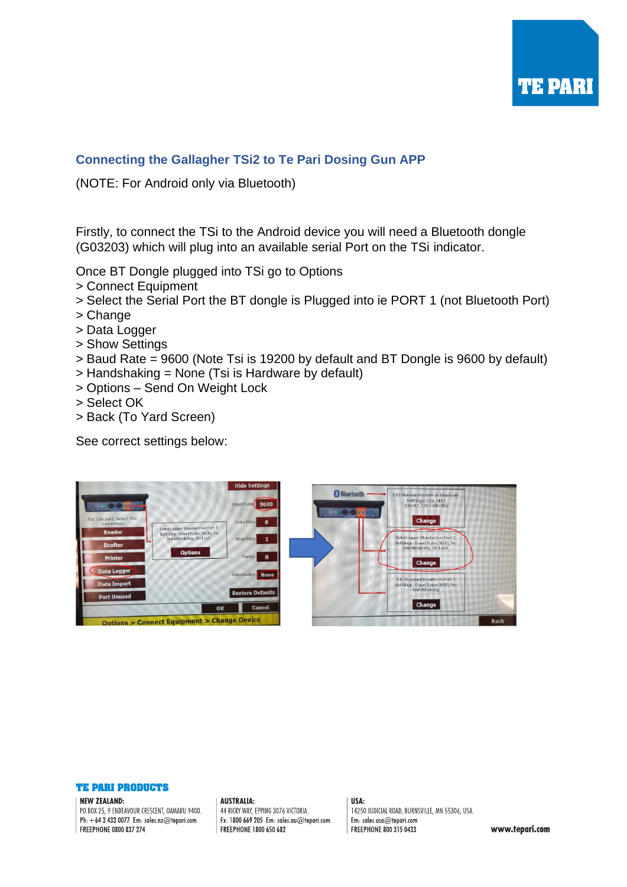## Connecting the Gallagher TSi2 to Te Pari Dosing Gun APP

(NOTE: For Android only via Bluetooth)

Firstly, to connect the TSi to the Android device you will need a Bluetooth dongle (G03203) which will plug into an available serial Port on the TSi indicator.

Once BT Dongle plugged into TSi go to Options
> Connect Equipment
> Select the Serial Port the BT dongle is Plugged into ie PORT 1 (not Bluetooth Port)
> Change
> Data Logger
> Show Settings
> Baud Rate = 9600 (Note Tsi is 19200 by default and BT Dongle is 9600 by default)
> Handshaking = None (Tsi is Hardware by default)
> Options – Send On Weight Lock
> Select OK
> Back (To Yard Screen)

See correct settings below:

**TE PARI PRODUCTS**

**NEW ZEALAND:**
PO BOX 25, 9 ENDEAVOUR CRESCENT, OAMARU 9400.
Ph: +64 3 433 0077 Em: sales.nz@tepari.com
FREEPHONE 0800 837 274

**AUSTRALIA:**
44 RICKY WAY, EPPING 3076 VICTORIA.
Fx: 1800 669 205 Em: sales.au@tepari.com
FREEPHONE 1800 650 682

**USA:**
14250 JUDICIAL ROAD, BURNSVILLE, MN 55306, USA.
Em: sales.usa@tepari.com
FREEPHONE 800 315 0433

www.tepari.com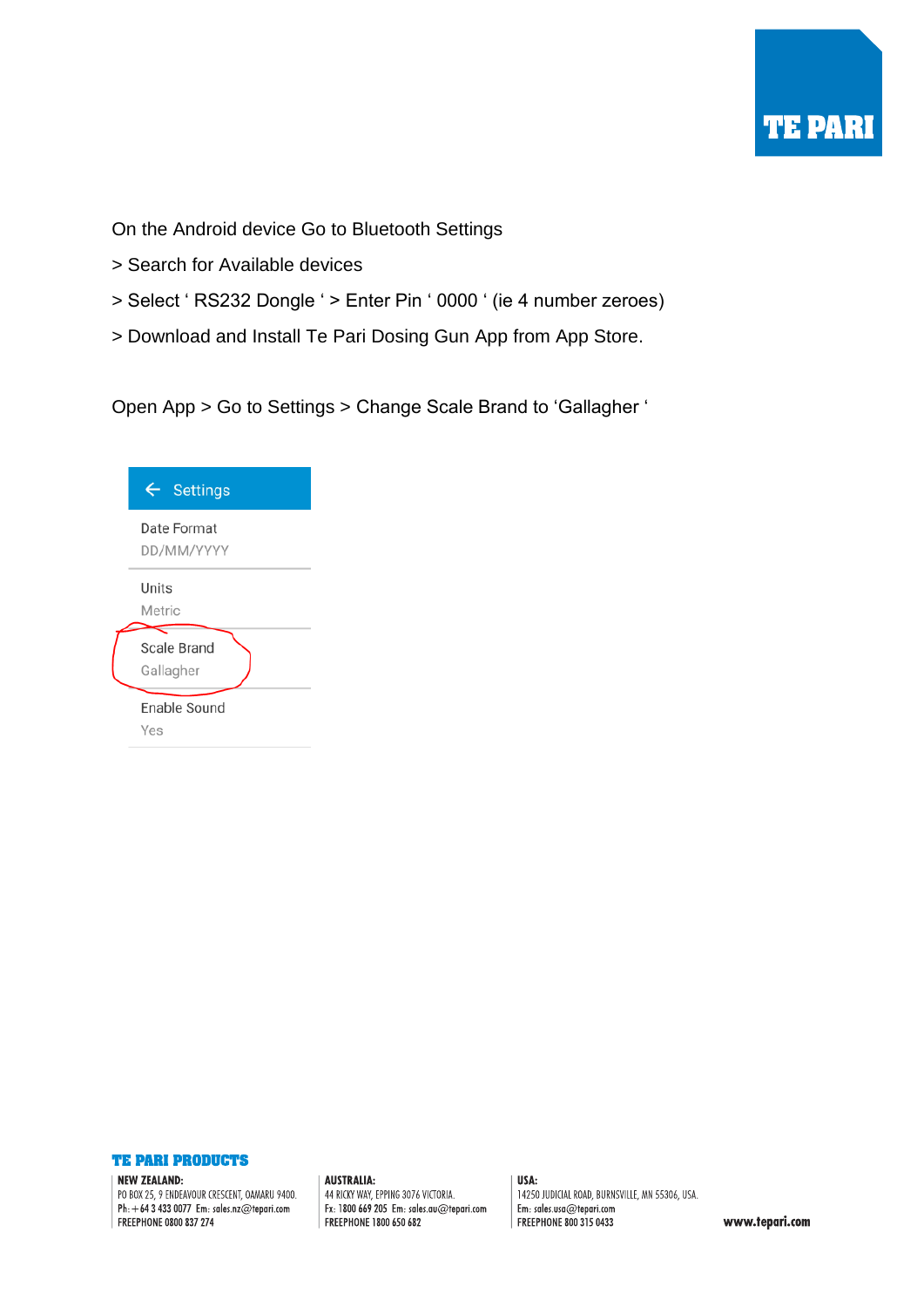On the Android device Go to Bluetooth Settings

> Search for Available devices

> Select ‘ RS232 Dongle ‘ > Enter Pin ‘ 0000 ‘ (ie 4 number zeroes)

> Download and Install Te Pari Dosing Gun App from App Store.

Open App > Go to Settings > Change Scale Brand to ‘Gallagher ‘

Settings

Date Format
DD/MM/YYYY

Units
Metric

Scale Brand
Gallagher

Enable Sound
Yes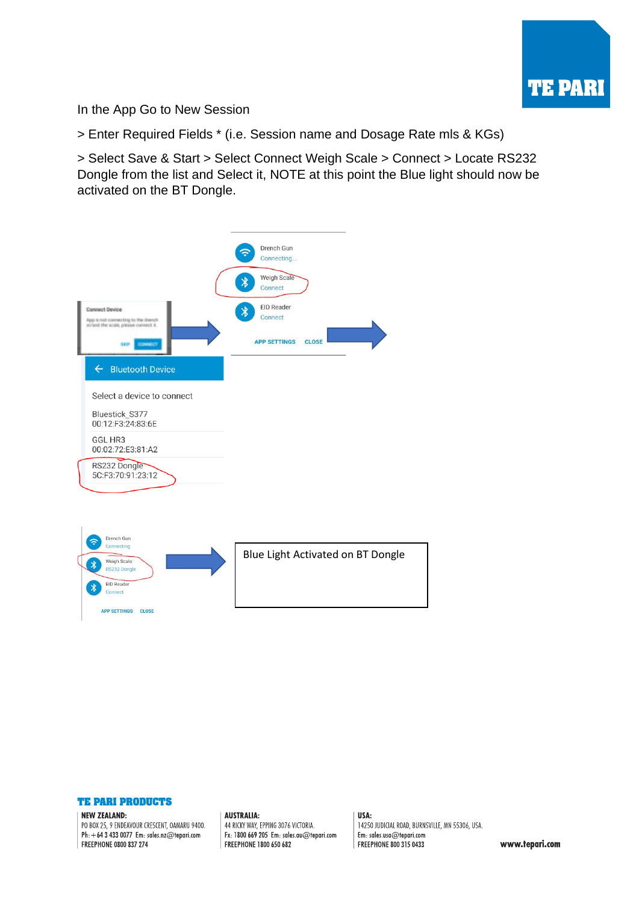In the App Go to New Session

> Enter Required Fields * (i.e. Session name and Dosage Rate mls & KGs)

> Select Save & Start > Select Connect Weigh Scale > Connect > Locate RS232 Dongle from the list and Select it, NOTE at this point the Blue light should now be activated on the BT Dongle.

Connect Device

App is not connecting to the drench and the scale, please connect it.

SKIP CONNECT

Drench Gun
Connecting...

Weigh Scale
Connect

EID Reader
Connect

APP SETTINGS CLOSE

Bluetooth Device

Select a device to connect

Bluestick_S377
00:12:F3:24:83:6E

GGL HR3
00:02:72:E3:81:A2

RS232 Dongle
5C:F3:70:91:23:12

Drench Gun
Connecting

Weigh Scale
RS232 Dongle

EID Reader
Connect

APP SETTINGS CLOSE

Blue Light Activated on BT Dongle

**TE PARI PRODUCTS**

**NEW ZEALAND:**
PO BOX 25, 9 ENDEAVOUR CRESCENT, OAMARU 9400.
Ph: + 64 3 433 0077 Em: sales.nz@tepari.com
FREEPHONE 0800 837 274

**AUSTRALIA:**
44 RICKY WAY, EPPING 3076 VICTORIA.
Fx: 1800 669 205 Em: sales.au@tepari.com
FREEPHONE 1800 650 682

**USA:**
14250 JUDICIAL ROAD, BURNSVILLE, MN 55306, USA.
Em: sales.usa@tepari.com
FREEPHONE 800 315 0433

www.tepari.com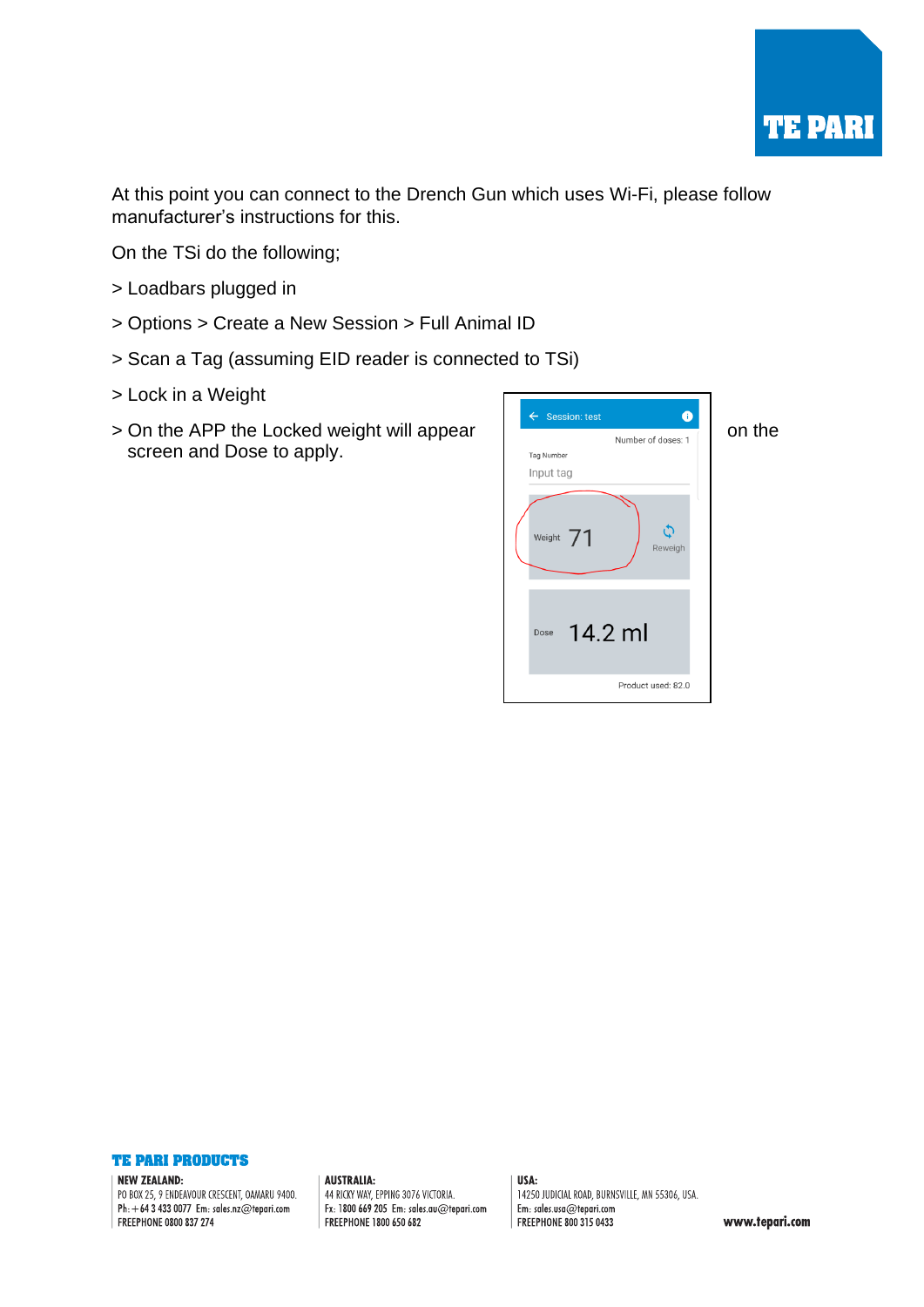At this point you can connect to the Drench Gun which uses Wi-Fi, please follow manufacturer's instructions for this.

On the TSi do the following;

> Loadbars plugged in

> Options > Create a New Session > Full Animal ID

> Scan a Tag (assuming EID reader is connected to TSi)

> Lock in a Weight

> On the APP the Locked weight will appear on the screen and Dose to apply.

Session: test

Number of doses: 1

Tag Number

Input tag

Weight 71

Reweigh

Dose 14.2 ml

Product used: 82.0